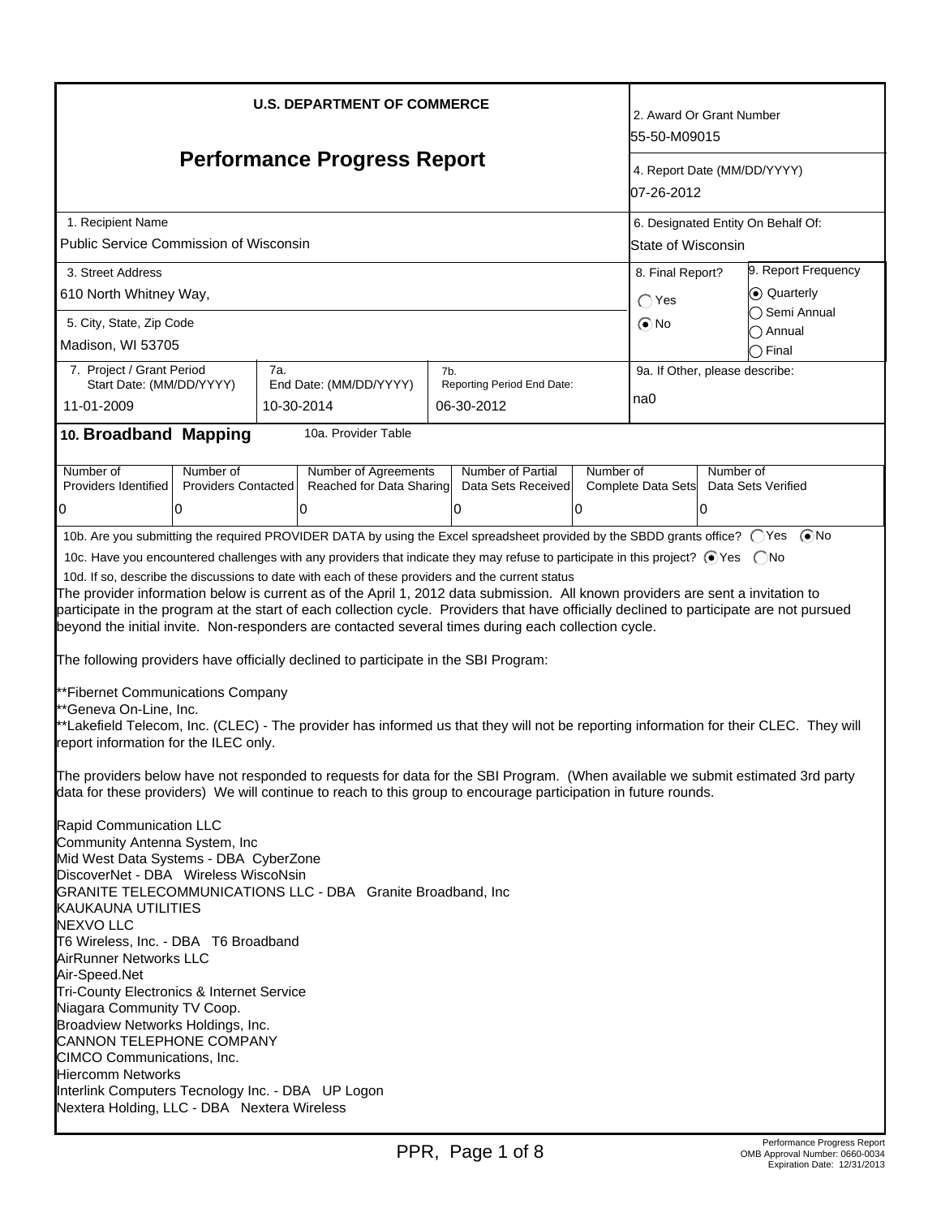**U.S. DEPARTMENT OF COMMERCE**

# Performance Progress Report

| Field | Value |
|---|---|
| 2. Award Or Grant Number | 55-50-M09015 |
| 4. Report Date (MM/DD/YYYY) | 07-26-2012 |
| 1. Recipient Name | Public Service Commission of Wisconsin |
| 6. Designated Entity On Behalf Of: | State of Wisconsin |
| 3. Street Address | 610 North Whitney Way, |
| 5. City, State, Zip Code | Madison, WI 53705 |
| 8. Final Report? | ◯ Yes  ⦿ No |
| 9. Report Frequency | ⦿ Quarterly  ◯ Semi Annual  ◯ Annual  ◯ Final |
| 7. Project / Grant Period Start Date: (MM/DD/YYYY) | 11-01-2009 |
| 7a. End Date: (MM/DD/YYYY) | 10-30-2014 |
| 7b. Reporting Period End Date: | 06-30-2012 |
| 9a. If Other, please describe: | na0 |

## 10. Broadband Mapping

10a. Provider Table

| Number of Providers Identified | Number of Providers Contacted | Number of Agreements Reached for Data Sharing | Number of Partial Data Sets Received | Number of Complete Data Sets | Number of Data Sets Verified |
|---|---|---|---|---|---|
| 0 | 0 | 0 | 0 | 0 | 0 |

10b. Are you submitting the required PROVIDER DATA by using the Excel spreadsheet provided by the SBDD grants office? ◯ Yes ⦿ No

10c. Have you encountered challenges with any providers that indicate they may refuse to participate in this project? ⦿ Yes ◯ No

10d. If so, describe the discussions to date with each of these providers and the current status

The provider information below is current as of the April 1, 2012 data submission. All known providers are sent a invitation to participate in the program at the start of each collection cycle. Providers that have officially declined to participate are not pursued beyond the initial invite. Non-responders are contacted several times during each collection cycle.

The following providers have officially declined to participate in the SBI Program:

**Fibernet Communications Company
**Geneva On-Line, Inc.
**Lakefield Telecom, Inc. (CLEC) - The provider has informed us that they will not be reporting information for their CLEC. They will report information for the ILEC only.

The providers below have not responded to requests for data for the SBI Program. (When available we submit estimated 3rd party data for these providers) We will continue to reach to this group to encourage participation in future rounds.

Rapid Communication LLC
Community Antenna System, Inc
Mid West Data Systems - DBA CyberZone
DiscoverNet - DBA Wireless WiscoNsin
GRANITE TELECOMMUNICATIONS LLC - DBA Granite Broadband, Inc
KAUKAUNA UTILITIES
NEXVO LLC
T6 Wireless, Inc. - DBA T6 Broadband
AirRunner Networks LLC
Air-Speed.Net
Tri-County Electronics & Internet Service
Niagara Community TV Coop.
Broadview Networks Holdings, Inc.
CANNON TELEPHONE COMPANY
CIMCO Communications, Inc.
Hiercomm Networks
Interlink Computers Tecnology Inc. - DBA UP Logon
Nextera Holding, LLC - DBA Nextera Wireless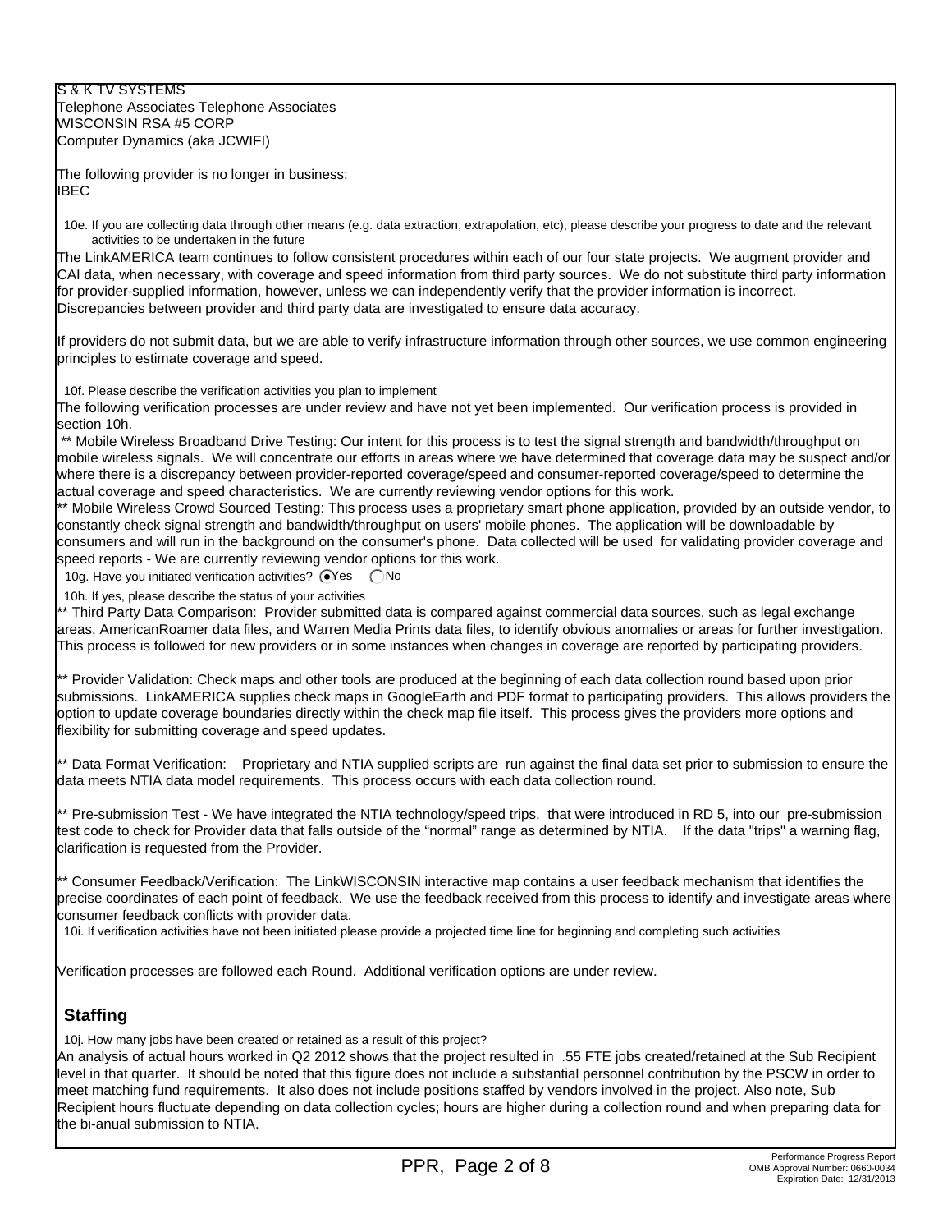S & K TV SYSTEMS
Telephone Associates Telephone Associates
WISCONSIN RSA #5 CORP
Computer Dynamics (aka JCWIFI)

The following provider is no longer in business:
IBEC

10e. If you are collecting data through other means (e.g. data extraction, extrapolation, etc), please describe your progress to date and the relevant activities to be undertaken in the future

The LinkAMERICA team continues to follow consistent procedures within each of our four state projects. We augment provider and CAI data, when necessary, with coverage and speed information from third party sources. We do not substitute third party information for provider-supplied information, however, unless we can independently verify that the provider information is incorrect. Discrepancies between provider and third party data are investigated to ensure data accuracy.

If providers do not submit data, but we are able to verify infrastructure information through other sources, we use common engineering principles to estimate coverage and speed.

10f. Please describe the verification activities you plan to implement

The following verification processes are under review and have not yet been implemented. Our verification process is provided in section 10h.

** Mobile Wireless Broadband Drive Testing: Our intent for this process is to test the signal strength and bandwidth/throughput on mobile wireless signals. We will concentrate our efforts in areas where we have determined that coverage data may be suspect and/or where there is a discrepancy between provider-reported coverage/speed and consumer-reported coverage/speed to determine the actual coverage and speed characteristics. We are currently reviewing vendor options for this work.

** Mobile Wireless Crowd Sourced Testing: This process uses a proprietary smart phone application, provided by an outside vendor, to constantly check signal strength and bandwidth/throughput on users' mobile phones. The application will be downloadable by consumers and will run in the background on the consumer's phone. Data collected will be used for validating provider coverage and speed reports - We are currently reviewing vendor options for this work.

10g. Have you initiated verification activities? (•) Yes ( ) No

10h. If yes, please describe the status of your activities

** Third Party Data Comparison: Provider submitted data is compared against commercial data sources, such as legal exchange areas, AmericanRoamer data files, and Warren Media Prints data files, to identify obvious anomalies or areas for further investigation. This process is followed for new providers or in some instances when changes in coverage are reported by participating providers.

** Provider Validation: Check maps and other tools are produced at the beginning of each data collection round based upon prior submissions. LinkAMERICA supplies check maps in GoogleEarth and PDF format to participating providers. This allows providers the option to update coverage boundaries directly within the check map file itself. This process gives the providers more options and flexibility for submitting coverage and speed updates.

** Data Format Verification: Proprietary and NTIA supplied scripts are run against the final data set prior to submission to ensure the data meets NTIA data model requirements. This process occurs with each data collection round.

** Pre-submission Test - We have integrated the NTIA technology/speed trips, that were introduced in RD 5, into our pre-submission test code to check for Provider data that falls outside of the "normal" range as determined by NTIA. If the data "trips" a warning flag, clarification is requested from the Provider.

** Consumer Feedback/Verification: The LinkWISCONSIN interactive map contains a user feedback mechanism that identifies the precise coordinates of each point of feedback. We use the feedback received from this process to identify and investigate areas where consumer feedback conflicts with provider data.

10i. If verification activities have not been initiated please provide a projected time line for beginning and completing such activities

Verification processes are followed each Round. Additional verification options are under review.

## Staffing

10j. How many jobs have been created or retained as a result of this project?

An analysis of actual hours worked in Q2 2012 shows that the project resulted in .55 FTE jobs created/retained at the Sub Recipient level in that quarter. It should be noted that this figure does not include a substantial personnel contribution by the PSCW in order to meet matching fund requirements. It also does not include positions staffed by vendors involved in the project. Also note, Sub Recipient hours fluctuate depending on data collection cycles; hours are higher during a collection round and when preparing data for the bi-anual submission to NTIA.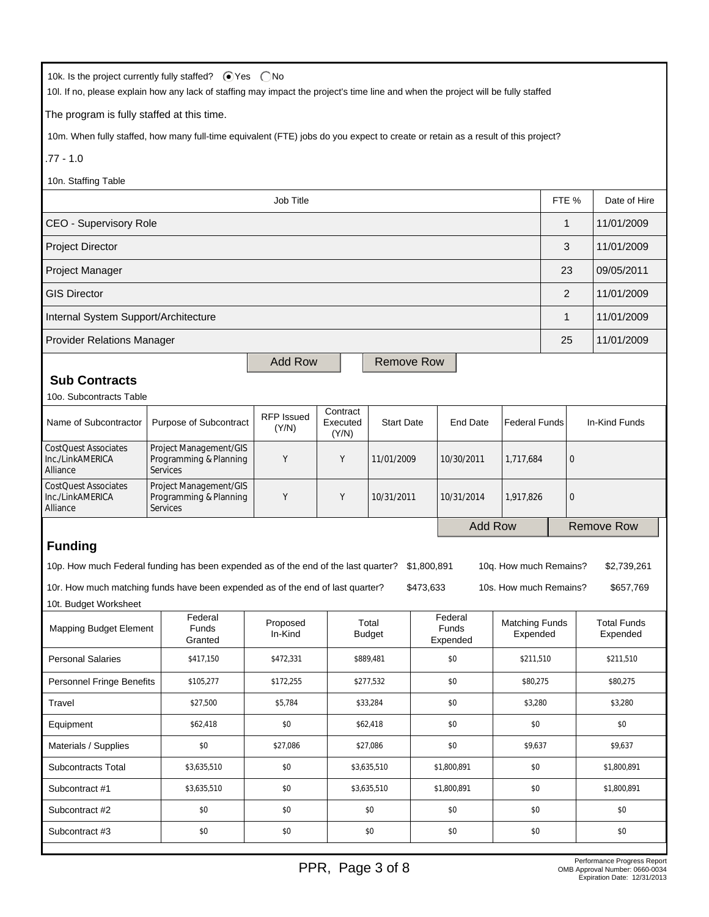10k. Is the project currently fully staffed? (•) Yes ( ) No

10l. If no, please explain how any lack of staffing may impact the project's time line and when the project will be fully staffed

The program is fully staffed at this time.

10m. When fully staffed, how many full-time equivalent (FTE) jobs do you expect to create or retain as a result of this project?

.77 - 1.0

10n. Staffing Table

| Job Title | FTE % | Date of Hire |
|---|---|---|
| CEO - Supervisory Role | 1 | 11/01/2009 |
| Project Director | 3 | 11/01/2009 |
| Project Manager | 23 | 09/05/2011 |
| GIS Director | 2 | 11/01/2009 |
| Internal System Support/Architecture | 1 | 11/01/2009 |
| Provider Relations Manager | 25 | 11/01/2009 |

Add Row | Remove Row

## Sub Contracts

10o. Subcontracts Table

| Name of Subcontractor | Purpose of Subcontract | RFP Issued (Y/N) | Contract Executed (Y/N) | Start Date | End Date | Federal Funds | In-Kind Funds |
|---|---|---|---|---|---|---|---|
| CostQuest Associates Inc./LinkAMERICA Alliance | Project Management/GIS Programming & Planning Services | Y | Y | 11/01/2009 | 10/30/2011 | 1,717,684 | 0 |
| CostQuest Associates Inc./LinkAMERICA Alliance | Project Management/GIS Programming & Planning Services | Y | Y | 10/31/2011 | 10/31/2014 | 1,917,826 | 0 |

Add Row | Remove Row

## Funding

10p. How much Federal funding has been expended as of the end of the last quarter? $1,800,891 10q. How much Remains? $2,739,261

10r. How much matching funds have been expended as of the end of last quarter? $473,633 10s. How much Remains? $657,769

10t. Budget Worksheet

| Mapping Budget Element | Federal Funds Granted | Proposed In-Kind | Total Budget | Federal Funds Expended | Matching Funds Expended | Total Funds Expended |
|---|---|---|---|---|---|---|
| Personal Salaries | $417,150 | $472,331 | $889,481 | $0 | $211,510 | $211,510 |
| Personnel Fringe Benefits | $105,277 | $172,255 | $277,532 | $0 | $80,275 | $80,275 |
| Travel | $27,500 | $5,784 | $33,284 | $0 | $3,280 | $3,280 |
| Equipment | $62,418 | $0 | $62,418 | $0 | $0 | $0 |
| Materials / Supplies | $0 | $27,086 | $27,086 | $0 | $9,637 | $9,637 |
| Subcontracts Total | $3,635,510 | $0 | $3,635,510 | $1,800,891 | $0 | $1,800,891 |
| Subcontract #1 | $3,635,510 | $0 | $3,635,510 | $1,800,891 | $0 | $1,800,891 |
| Subcontract #2 | $0 | $0 | $0 | $0 | $0 | $0 |
| Subcontract #3 | $0 | $0 | $0 | $0 | $0 | $0 |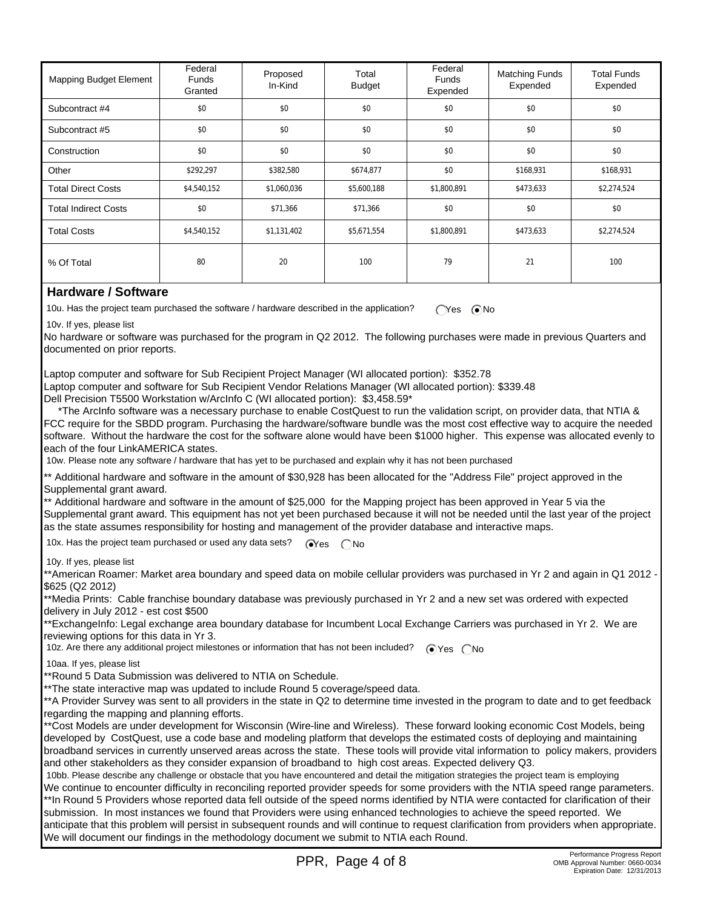| Mapping Budget Element | Federal Funds Granted | Proposed In-Kind | Total Budget | Federal Funds Expended | Matching Funds Expended | Total Funds Expended |
|---|---|---|---|---|---|---|
| Subcontract #4 | $0 | $0 | $0 | $0 | $0 | $0 |
| Subcontract #5 | $0 | $0 | $0 | $0 | $0 | $0 |
| Construction | $0 | $0 | $0 | $0 | $0 | $0 |
| Other | $292,297 | $382,580 | $674,877 | $0 | $168,931 | $168,931 |
| Total Direct Costs | $4,540,152 | $1,060,036 | $5,600,188 | $1,800,891 | $473,633 | $2,274,524 |
| Total Indirect Costs | $0 | $71,366 | $71,366 | $0 | $0 | $0 |
| Total Costs | $4,540,152 | $1,131,402 | $5,671,554 | $1,800,891 | $473,633 | $2,274,524 |
| % Of Total | 80 | 20 | 100 | 79 | 21 | 100 |

## Hardware / Software

10u. Has the project team purchased the software / hardware described in the application? ◯ Yes ◉ No

10v. If yes, please list

No hardware or software was purchased for the program in Q2 2012. The following purchases were made in previous Quarters and documented on prior reports.

Laptop computer and software for Sub Recipient Project Manager (WI allocated portion): $352.78
Laptop computer and software for Sub Recipient Vendor Relations Manager (WI allocated portion): $339.48
Dell Precision T5500 Workstation w/ArcInfo C (WI allocated portion): $3,458.59*

*The ArcInfo software was a necessary purchase to enable CostQuest to run the validation script, on provider data, that NTIA & FCC require for the SBDD program. Purchasing the hardware/software bundle was the most cost effective way to acquire the needed software. Without the hardware the cost for the software alone would have been $1000 higher. This expense was allocated evenly to each of the four LinkAMERICA states.

10w. Please note any software / hardware that has yet to be purchased and explain why it has not been purchased

** Additional hardware and software in the amount of $30,928 has been allocated for the "Address File" project approved in the Supplemental grant award.
** Additional hardware and software in the amount of $25,000 for the Mapping project has been approved in Year 5 via the Supplemental grant award. This equipment has not yet been purchased because it will not be needed until the last year of the project as the state assumes responsibility for hosting and management of the provider database and interactive maps.

10x. Has the project team purchased or used any data sets? ◉ Yes ◯ No

10y. If yes, please list

**American Roamer: Market area boundary and speed data on mobile cellular providers was purchased in Yr 2 and again in Q1 2012 - $625 (Q2 2012)
**Media Prints: Cable franchise boundary database was previously purchased in Yr 2 and a new set was ordered with expected delivery in July 2012 - est cost $500
**ExchangeInfo: Legal exchange area boundary database for Incumbent Local Exchange Carriers was purchased in Yr 2. We are reviewing options for this data in Yr 3.

10z. Are there any additional project milestones or information that has not been included? ◉ Yes ◯ No

10aa. If yes, please list

**Round 5 Data Submission was delivered to NTIA on Schedule.
**The state interactive map was updated to include Round 5 coverage/speed data.
**A Provider Survey was sent to all providers in the state in Q2 to determine time invested in the program to date and to get feedback regarding the mapping and planning efforts.
**Cost Models are under development for Wisconsin (Wire-line and Wireless). These forward looking economic Cost Models, being developed by CostQuest, use a code base and modeling platform that develops the estimated costs of deploying and maintaining broadband services in currently unserved areas across the state. These tools will provide vital information to policy makers, providers and other stakeholders as they consider expansion of broadband to high cost areas. Expected delivery Q3.

10bb. Please describe any challenge or obstacle that you have encountered and detail the mitigation strategies the project team is employing

We continue to encounter difficulty in reconciling reported provider speeds for some providers with the NTIA speed range parameters.
**In Round 5 Providers whose reported data fell outside of the speed norms identified by NTIA were contacted for clarification of their submission. In most instances we found that Providers were using enhanced technologies to achieve the speed reported. We anticipate that this problem will persist in subsequent rounds and will continue to request clarification from providers when appropriate. We will document our findings in the methodology document we submit to NTIA each Round.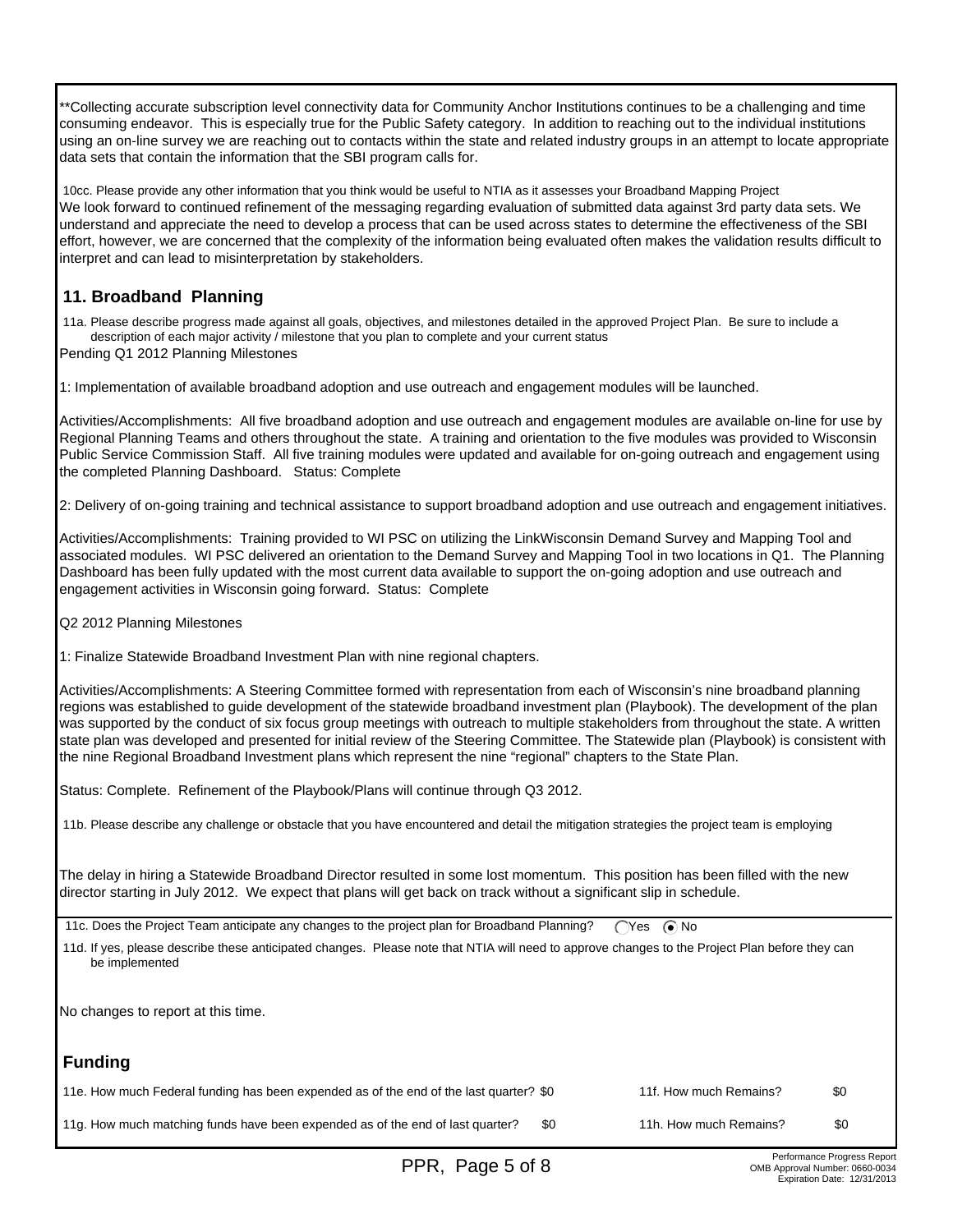**Collecting accurate subscription level connectivity data for Community Anchor Institutions continues to be a challenging and time consuming endeavor. This is especially true for the Public Safety category. In addition to reaching out to the individual institutions using an on-line survey we are reaching out to contacts within the state and related industry groups in an attempt to locate appropriate data sets that contain the information that the SBI program calls for.

10cc. Please provide any other information that you think would be useful to NTIA as it assesses your Broadband Mapping Project

We look forward to continued refinement of the messaging regarding evaluation of submitted data against 3rd party data sets. We understand and appreciate the need to develop a process that can be used across states to determine the effectiveness of the SBI effort, however, we are concerned that the complexity of the information being evaluated often makes the validation results difficult to interpret and can lead to misinterpretation by stakeholders.

## 11. Broadband Planning

11a. Please describe progress made against all goals, objectives, and milestones detailed in the approved Project Plan. Be sure to include a description of each major activity / milestone that you plan to complete and your current status

Pending Q1 2012 Planning Milestones

1: Implementation of available broadband adoption and use outreach and engagement modules will be launched.

Activities/Accomplishments: All five broadband adoption and use outreach and engagement modules are available on-line for use by Regional Planning Teams and others throughout the state. A training and orientation to the five modules was provided to Wisconsin Public Service Commission Staff. All five training modules were updated and available for on-going outreach and engagement using the completed Planning Dashboard. Status: Complete

2: Delivery of on-going training and technical assistance to support broadband adoption and use outreach and engagement initiatives.

Activities/Accomplishments: Training provided to WI PSC on utilizing the LinkWisconsin Demand Survey and Mapping Tool and associated modules. WI PSC delivered an orientation to the Demand Survey and Mapping Tool in two locations in Q1. The Planning Dashboard has been fully updated with the most current data available to support the on-going adoption and use outreach and engagement activities in Wisconsin going forward. Status: Complete

Q2 2012 Planning Milestones

1: Finalize Statewide Broadband Investment Plan with nine regional chapters.

Activities/Accomplishments: A Steering Committee formed with representation from each of Wisconsin's nine broadband planning regions was established to guide development of the statewide broadband investment plan (Playbook). The development of the plan was supported by the conduct of six focus group meetings with outreach to multiple stakeholders from throughout the state. A written state plan was developed and presented for initial review of the Steering Committee. The Statewide plan (Playbook) is consistent with the nine Regional Broadband Investment plans which represent the nine "regional" chapters to the State Plan.

Status: Complete. Refinement of the Playbook/Plans will continue through Q3 2012.

11b. Please describe any challenge or obstacle that you have encountered and detail the mitigation strategies the project team is employing

The delay in hiring a Statewide Broadband Director resulted in some lost momentum. This position has been filled with the new director starting in July 2012. We expect that plans will get back on track without a significant slip in schedule.

11c. Does the Project Team anticipate any changes to the project plan for Broadband Planning? ◯ Yes ◉ No

11d. If yes, please describe these anticipated changes. Please note that NTIA will need to approve changes to the Project Plan before they can be implemented

No changes to report at this time.

## Funding

| | | | |
|---|---|---|---|
| 11e. How much Federal funding has been expended as of the end of the last quarter? | $0 | 11f. How much Remains? | $0 |
| 11g. How much matching funds have been expended as of the end of last quarter? | $0 | 11h. How much Remains? | $0 |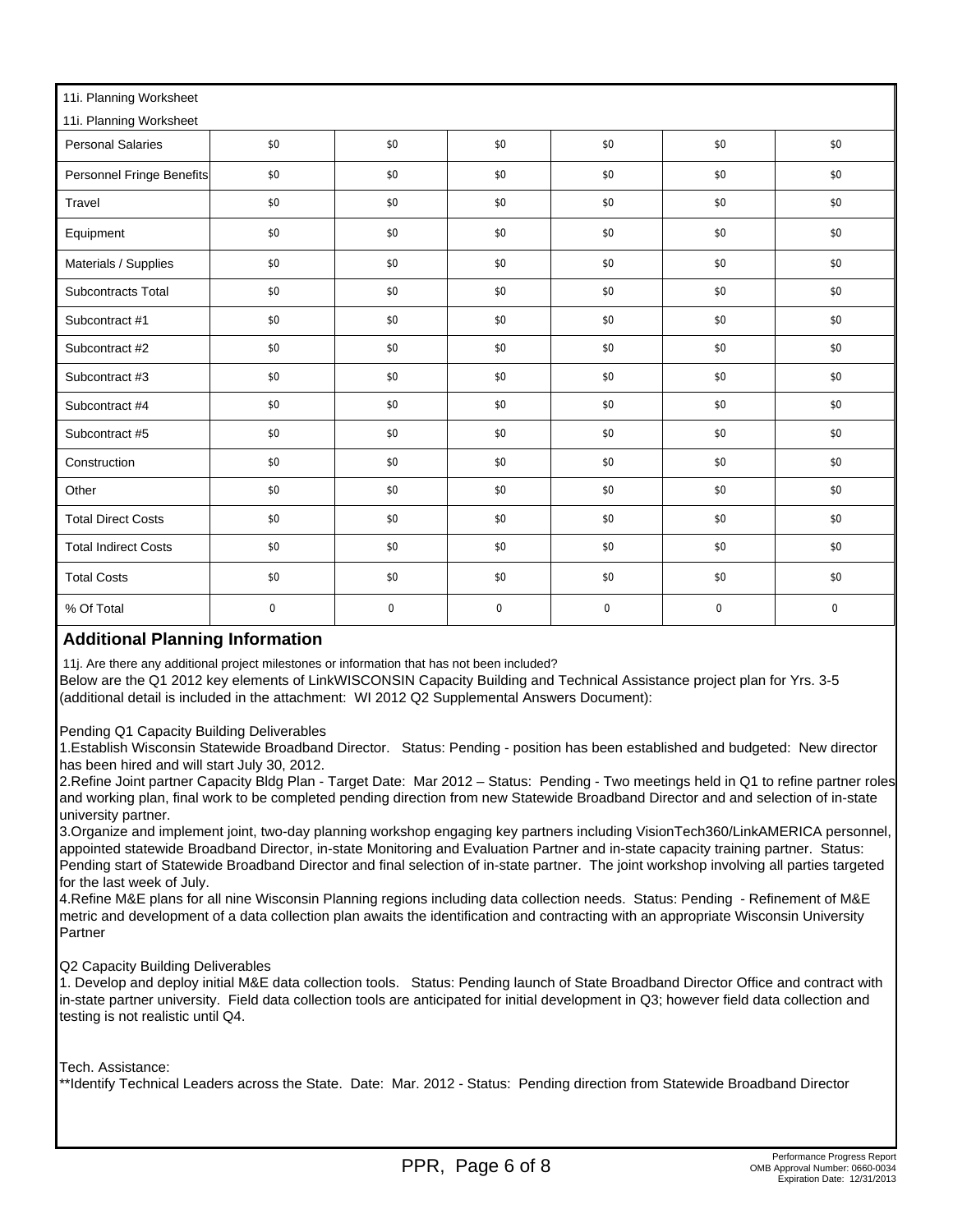11i. Planning Worksheet

| 11i. Planning Worksheet | | | | | | |
|---|---|---|---|---|---|---|
| Personal Salaries | $0 | $0 | $0 | $0 | $0 | $0 |
| Personnel Fringe Benefits | $0 | $0 | $0 | $0 | $0 | $0 |
| Travel | $0 | $0 | $0 | $0 | $0 | $0 |
| Equipment | $0 | $0 | $0 | $0 | $0 | $0 |
| Materials / Supplies | $0 | $0 | $0 | $0 | $0 | $0 |
| Subcontracts Total | $0 | $0 | $0 | $0 | $0 | $0 |
| Subcontract #1 | $0 | $0 | $0 | $0 | $0 | $0 |
| Subcontract #2 | $0 | $0 | $0 | $0 | $0 | $0 |
| Subcontract #3 | $0 | $0 | $0 | $0 | $0 | $0 |
| Subcontract #4 | $0 | $0 | $0 | $0 | $0 | $0 |
| Subcontract #5 | $0 | $0 | $0 | $0 | $0 | $0 |
| Construction | $0 | $0 | $0 | $0 | $0 | $0 |
| Other | $0 | $0 | $0 | $0 | $0 | $0 |
| Total Direct Costs | $0 | $0 | $0 | $0 | $0 | $0 |
| Total Indirect Costs | $0 | $0 | $0 | $0 | $0 | $0 |
| Total Costs | $0 | $0 | $0 | $0 | $0 | $0 |
| % Of Total | 0 | 0 | 0 | 0 | 0 | 0 |

## Additional Planning Information

11j. Are there any additional project milestones or information that has not been included?

Below are the Q1 2012 key elements of LinkWISCONSIN Capacity Building and Technical Assistance project plan for Yrs. 3-5 (additional detail is included in the attachment: WI 2012 Q2 Supplemental Answers Document):

Pending Q1 Capacity Building Deliverables

1.Establish Wisconsin Statewide Broadband Director. Status: Pending - position has been established and budgeted: New director has been hired and will start July 30, 2012.

2.Refine Joint partner Capacity Bldg Plan - Target Date: Mar 2012 – Status: Pending - Two meetings held in Q1 to refine partner roles and working plan, final work to be completed pending direction from new Statewide Broadband Director and and selection of in-state university partner.

3.Organize and implement joint, two-day planning workshop engaging key partners including VisionTech360/LinkAMERICA personnel, appointed statewide Broadband Director, in-state Monitoring and Evaluation Partner and in-state capacity training partner. Status: Pending start of Statewide Broadband Director and final selection of in-state partner. The joint workshop involving all parties targeted for the last week of July.

4.Refine M&E plans for all nine Wisconsin Planning regions including data collection needs. Status: Pending - Refinement of M&E metric and development of a data collection plan awaits the identification and contracting with an appropriate Wisconsin University Partner

Q2 Capacity Building Deliverables

1. Develop and deploy initial M&E data collection tools. Status: Pending launch of State Broadband Director Office and contract with in-state partner university. Field data collection tools are anticipated for initial development in Q3; however field data collection and testing is not realistic until Q4.

Tech. Assistance:

**Identify Technical Leaders across the State. Date: Mar. 2012 - Status: Pending direction from Statewide Broadband Director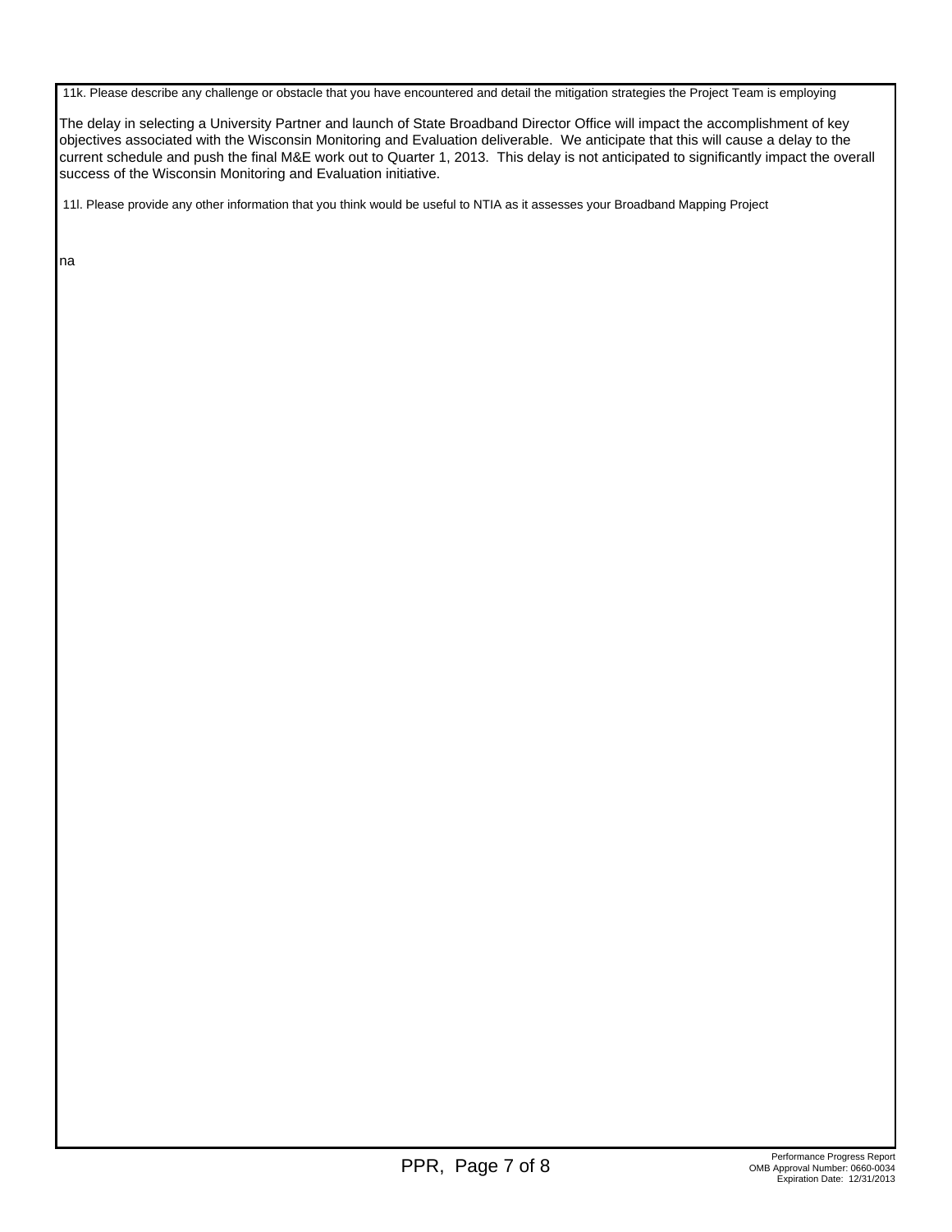11k. Please describe any challenge or obstacle that you have encountered and detail the mitigation strategies the Project Team is employing

The delay in selecting a University Partner and launch of State Broadband Director Office will impact the accomplishment of key objectives associated with the Wisconsin Monitoring and Evaluation deliverable. We anticipate that this will cause a delay to the current schedule and push the final M&E work out to Quarter 1, 2013. This delay is not anticipated to significantly impact the overall success of the Wisconsin Monitoring and Evaluation initiative.

11l. Please provide any other information that you think would be useful to NTIA as it assesses your Broadband Mapping Project

na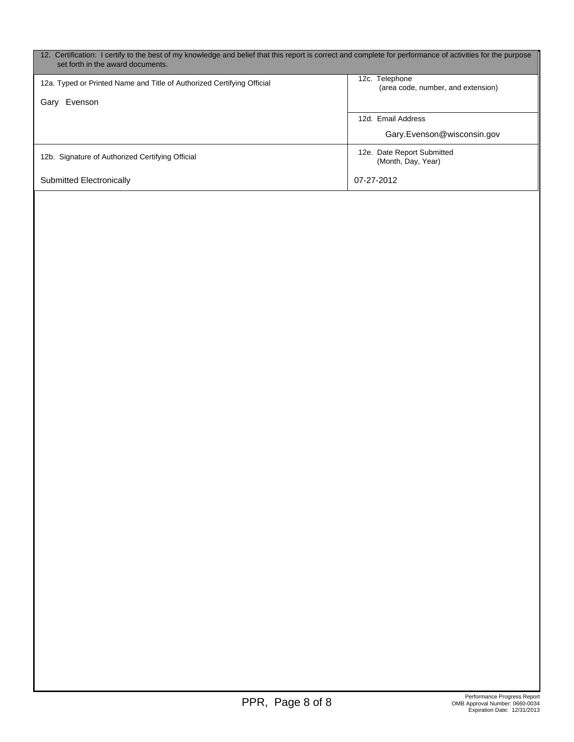| 12. Certification: I certify to the best of my knowledge and belief that this report is correct and complete for performance of activities for the purpose set forth in the award documents. | |
|---|---|
| 12a. Typed or Printed Name and Title of Authorized Certifying Official<br><br>Gary Evenson | 12c. Telephone (area code, number, and extension) |
| | 12d. Email Address<br><br>Gary.Evenson@wisconsin.gov |
| 12b. Signature of Authorized Certifying Official<br><br>Submitted Electronically | 12e. Date Report Submitted (Month, Day, Year)<br><br>07-27-2012 |

Performance Progress Report
OMB Approval Number: 0660-0034
Expiration Date: 12/31/2013